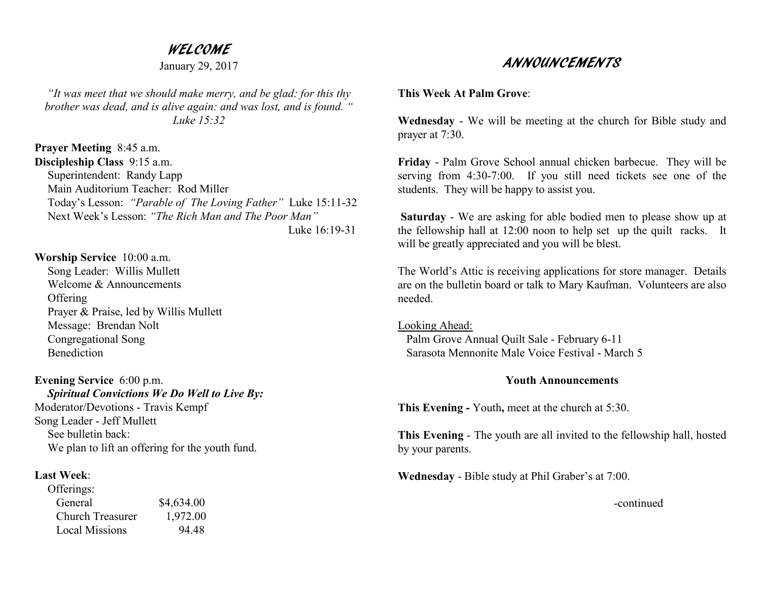# WELCOME

January 29, 2017

*"It was meet that we should make merry, and be glad: for this thy brother was dead, and is alive again: and was lost, and is found. " Luke 15:32*

**Prayer Meeting** 8:45 a.m.

**Discipleship Class** 9:15 a.m.

Superintendent: Randy Lapp
Main Auditorium Teacher: Rod Miller
Today's Lesson: *"Parable of The Loving Father"* Luke 15:11-32
Next Week's Lesson: *"The Rich Man and The Poor Man"* Luke 16:19-31

**Worship Service** 10:00 a.m.

Song Leader: Willis Mullett
Welcome & Announcements
Offering
Prayer & Praise, led by Willis Mullett
Message: Brendan Nolt
Congregational Song
Benediction

**Evening Service** 6:00 p.m.

***Spiritual Convictions We Do Well to Live By:***

Moderator/Devotions - Travis Kempf
Song Leader - Jeff Mullett
See bulletin back:
We plan to lift an offering for the youth fund.

**Last Week**:

Offerings:

| | |
|---|---|
| General | $4,634.00 |
| Church Treasurer | 1,972.00 |
| Local Missions | 94.48 |

# ANNOUNCEMENTS

**This Week At Palm Grove**:

**Wednesday** - We will be meeting at the church for Bible study and prayer at 7:30.

**Friday** - Palm Grove School annual chicken barbecue. They will be serving from 4:30-7:00. If you still need tickets see one of the students. They will be happy to assist you.

**Saturday** - We are asking for able bodied men to please show up at the fellowship hall at 12:00 noon to help set up the quilt racks. It will be greatly appreciated and you will be blest.

The World's Attic is receiving applications for store manager. Details are on the bulletin board or talk to Mary Kaufman. Volunteers are also needed.

Looking Ahead:

Palm Grove Annual Quilt Sale - February 6-11
Sarasota Mennonite Male Voice Festival - March 5

**Youth Announcements**

**This Evening -** Youth**,** meet at the church at 5:30.

**This Evening** - The youth are all invited to the fellowship hall, hosted by your parents.

**Wednesday** - Bible study at Phil Graber's at 7:00.

-continued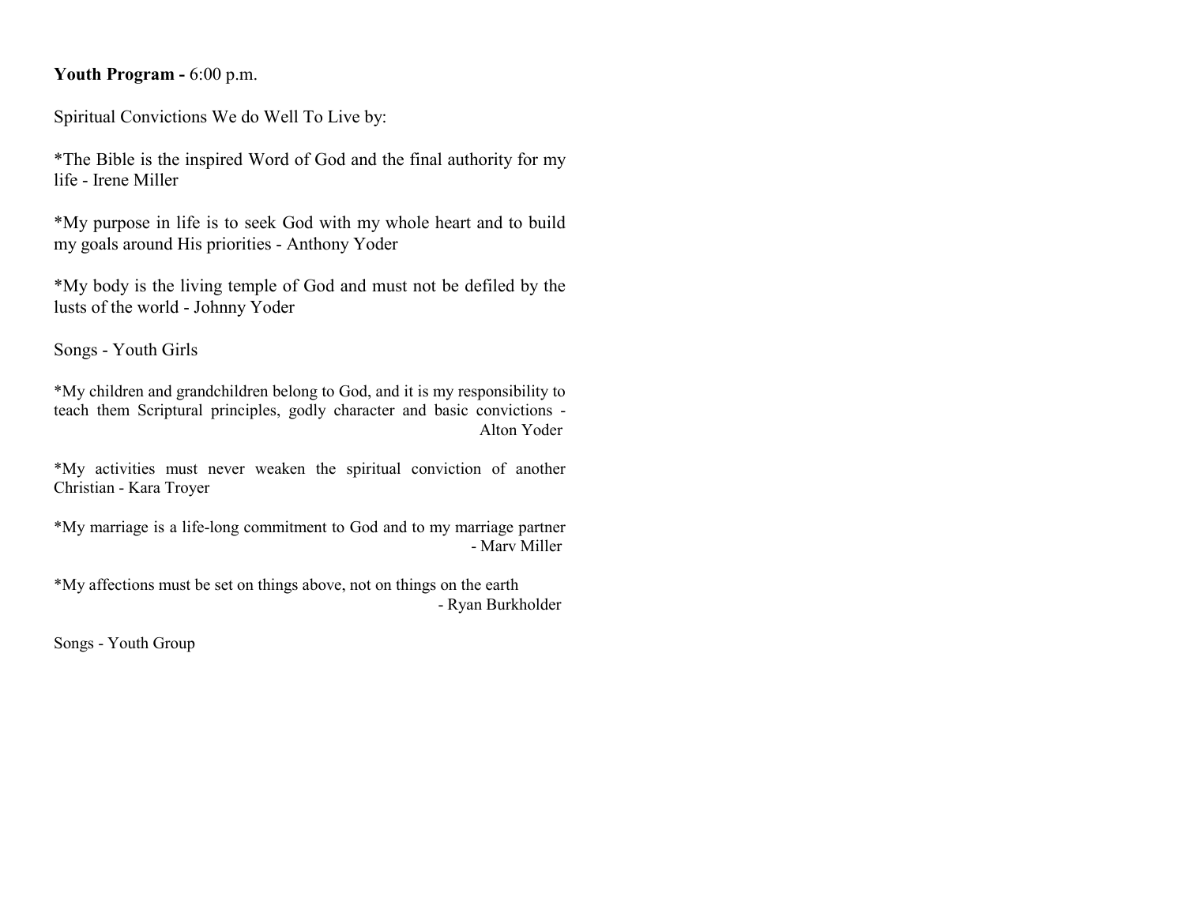**Youth Program -** 6:00 p.m.

Spiritual Convictions We do Well To Live by:

*The Bible is the inspired Word of God and the final authority for my life - Irene Miller

*My purpose in life is to seek God with my whole heart and to build my goals around His priorities - Anthony Yoder

*My body is the living temple of God and must not be defiled by the lusts of the world - Johnny Yoder

Songs - Youth Girls

*My children and grandchildren belong to God, and it is my responsibility to teach them Scriptural principles, godly character and basic convictions - Alton Yoder

*My activities must never weaken the spiritual conviction of another Christian - Kara Troyer

*My marriage is a life-long commitment to God and to my marriage partner - Marv Miller

*My affections must be set on things above, not on things on the earth - Ryan Burkholder

Songs - Youth Group